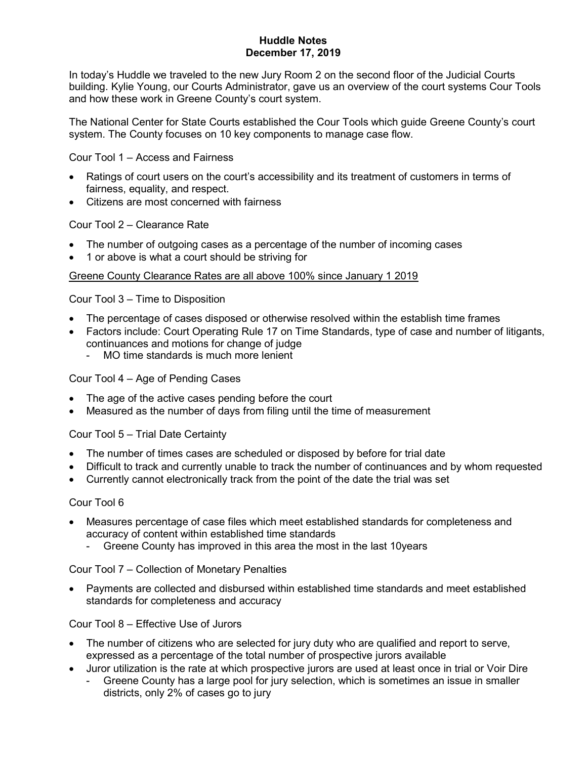**Huddle Notes**
**December 17, 2019**

In today's Huddle we traveled to the new Jury Room 2 on the second floor of the Judicial Courts building. Kylie Young, our Courts Administrator, gave us an overview of the court systems Cour Tools and how these work in Greene County's court system.

The National Center for State Courts established the Cour Tools which guide Greene County's court system. The County focuses on 10 key components to manage case flow.

Cour Tool 1 – Access and Fairness

- Ratings of court users on the court's accessibility and its treatment of customers in terms of fairness, equality, and respect.
- Citizens are most concerned with fairness

Cour Tool 2 – Clearance Rate

- The number of outgoing cases as a percentage of the number of incoming cases
- 1 or above is what a court should be striving for

<u>Greene County Clearance Rates are all above 100% since January 1 2019</u>

Cour Tool 3 – Time to Disposition

- The percentage of cases disposed or otherwise resolved within the establish time frames
- Factors include: Court Operating Rule 17 on Time Standards, type of case and number of litigants, continuances and motions for change of judge
  - MO time standards is much more lenient

Cour Tool 4 – Age of Pending Cases

- The age of the active cases pending before the court
- Measured as the number of days from filing until the time of measurement

Cour Tool 5 – Trial Date Certainty

- The number of times cases are scheduled or disposed by before for trial date
- Difficult to track and currently unable to track the number of continuances and by whom requested
- Currently cannot electronically track from the point of the date the trial was set

Cour Tool 6

- Measures percentage of case files which meet established standards for completeness and accuracy of content within established time standards
  - Greene County has improved in this area the most in the last 10years

Cour Tool 7 – Collection of Monetary Penalties

- Payments are collected and disbursed within established time standards and meet established standards for completeness and accuracy

Cour Tool 8 – Effective Use of Jurors

- The number of citizens who are selected for jury duty who are qualified and report to serve, expressed as a percentage of the total number of prospective jurors available
- Juror utilization is the rate at which prospective jurors are used at least once in trial or Voir Dire
  - Greene County has a large pool for jury selection, which is sometimes an issue in smaller districts, only 2% of cases go to jury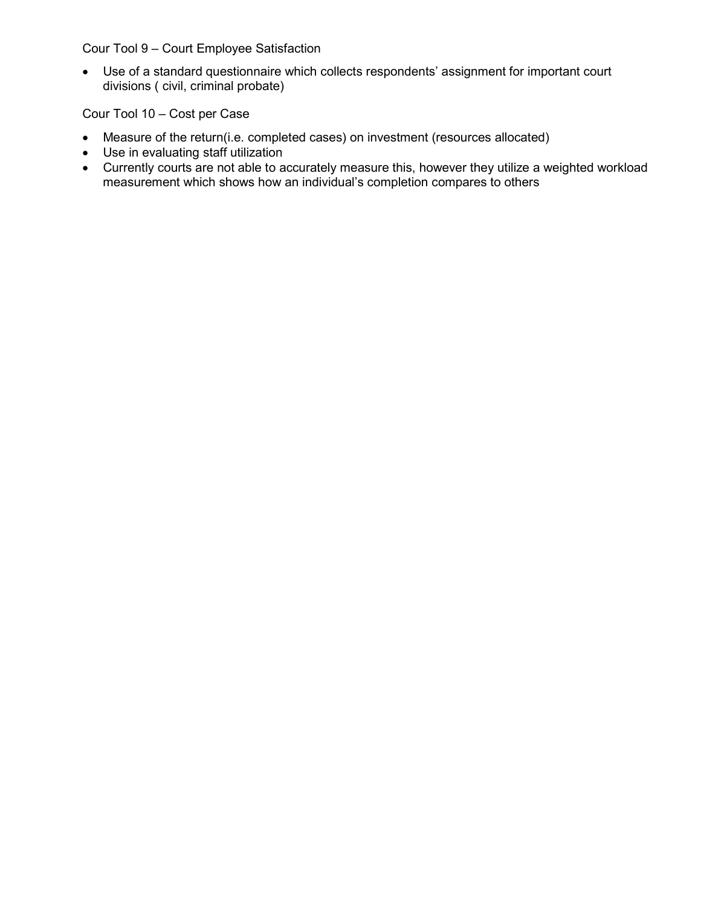Cour Tool 9 – Court Employee Satisfaction

- Use of a standard questionnaire which collects respondents' assignment for important court divisions ( civil, criminal probate)

Cour Tool 10 – Cost per Case

- Measure of the return(i.e. completed cases) on investment (resources allocated)
- Use in evaluating staff utilization
- Currently courts are not able to accurately measure this, however they utilize a weighted workload measurement which shows how an individual's completion compares to others